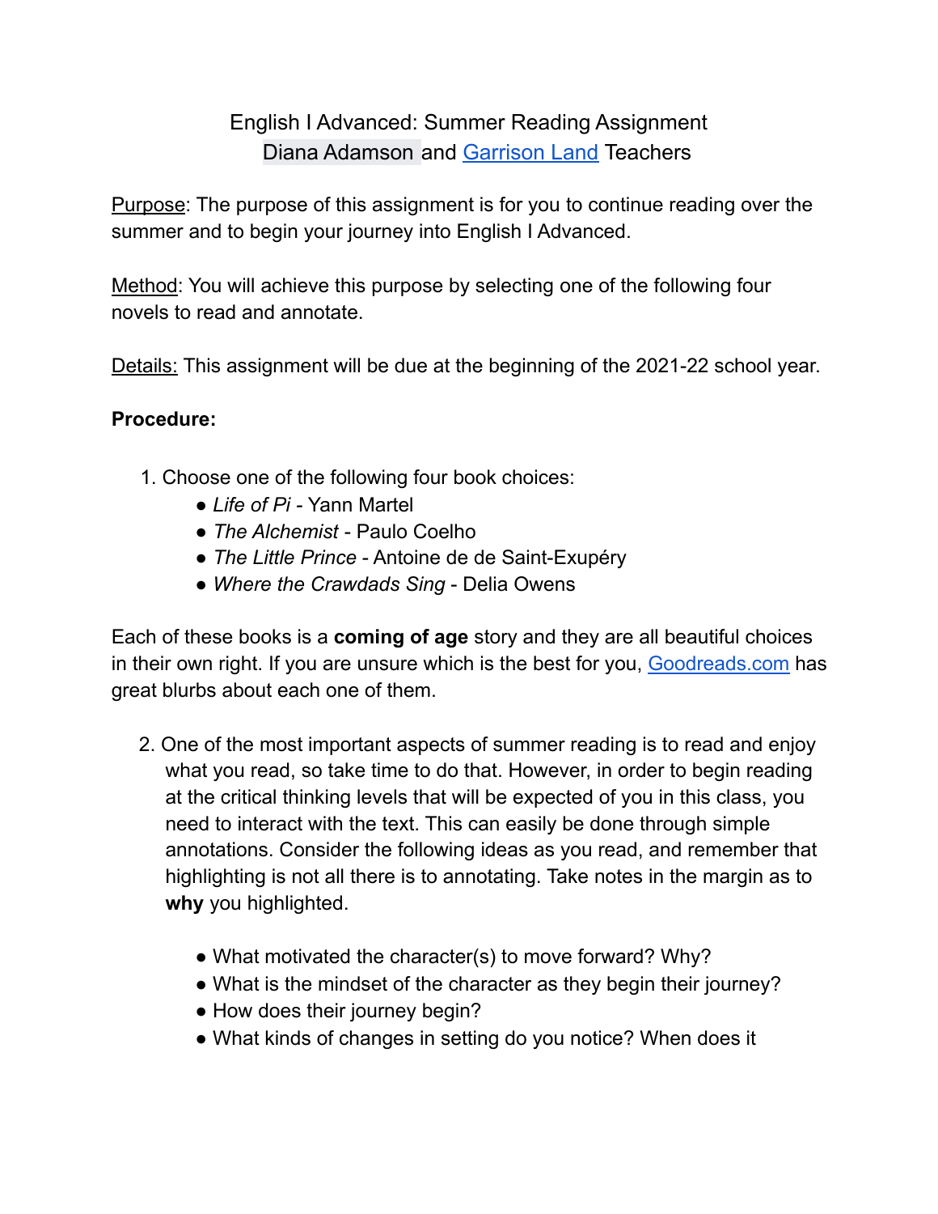# English I Advanced: Summer Reading Assignment

Diana Adamson and Garrison Land Teachers

Purpose: The purpose of this assignment is for you to continue reading over the summer and to begin your journey into English I Advanced.

Method: You will achieve this purpose by selecting one of the following four novels to read and annotate.

Details: This assignment will be due at the beginning of the 2021-22 school year.

**Procedure:**

1. Choose one of the following four book choices:
   - *Life of Pi* - Yann Martel
   - *The Alchemist* - Paulo Coelho
   - *The Little Prince* - Antoine de de Saint-Exupéry
   - *Where the Crawdads Sing* - Delia Owens

Each of these books is a **coming of age** story and they are all beautiful choices in their own right. If you are unsure which is the best for you, Goodreads.com has great blurbs about each one of them.

2. One of the most important aspects of summer reading is to read and enjoy what you read, so take time to do that. However, in order to begin reading at the critical thinking levels that will be expected of you in this class, you need to interact with the text. This can easily be done through simple annotations. Consider the following ideas as you read, and remember that highlighting is not all there is to annotating. Take notes in the margin as to **why** you highlighted.
   - What motivated the character(s) to move forward? Why?
   - What is the mindset of the character as they begin their journey?
   - How does their journey begin?
   - What kinds of changes in setting do you notice? When does it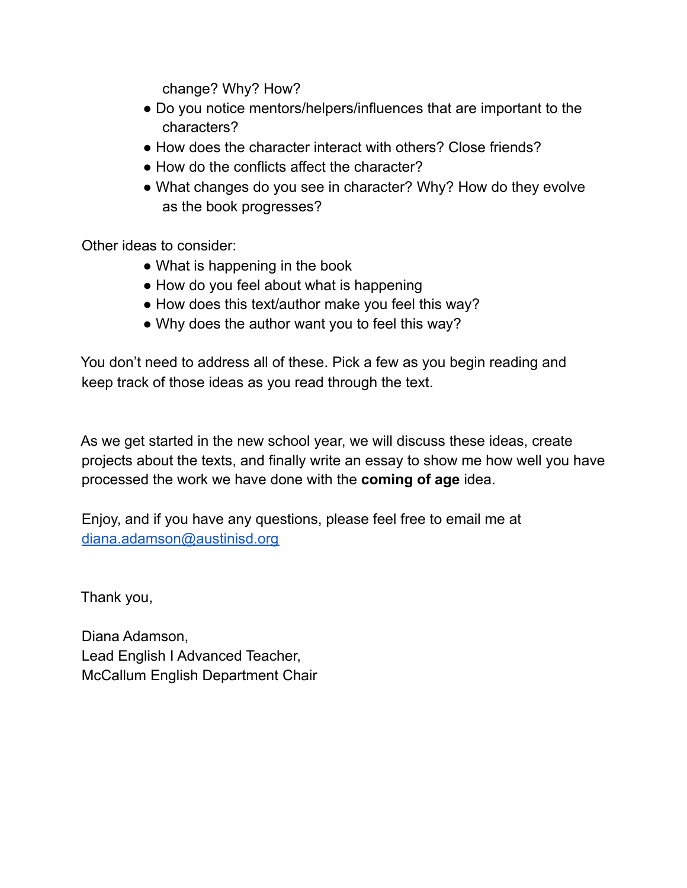change? Why? How?

- Do you notice mentors/helpers/influences that are important to the characters?
- How does the character interact with others? Close friends?
- How do the conflicts affect the character?
- What changes do you see in character? Why? How do they evolve as the book progresses?

Other ideas to consider:

- What is happening in the book
- How do you feel about what is happening
- How does this text/author make you feel this way?
- Why does the author want you to feel this way?

You don't need to address all of these. Pick a few as you begin reading and keep track of those ideas as you read through the text.

As we get started in the new school year, we will discuss these ideas, create projects about the texts, and finally write an essay to show me how well you have processed the work we have done with the **coming of age** idea.

Enjoy, and if you have any questions, please feel free to email me at [diana.adamson@austinisd.org](mailto:diana.adamson@austinisd.org)

Thank you,

Diana Adamson,
Lead English I Advanced Teacher,
McCallum English Department Chair